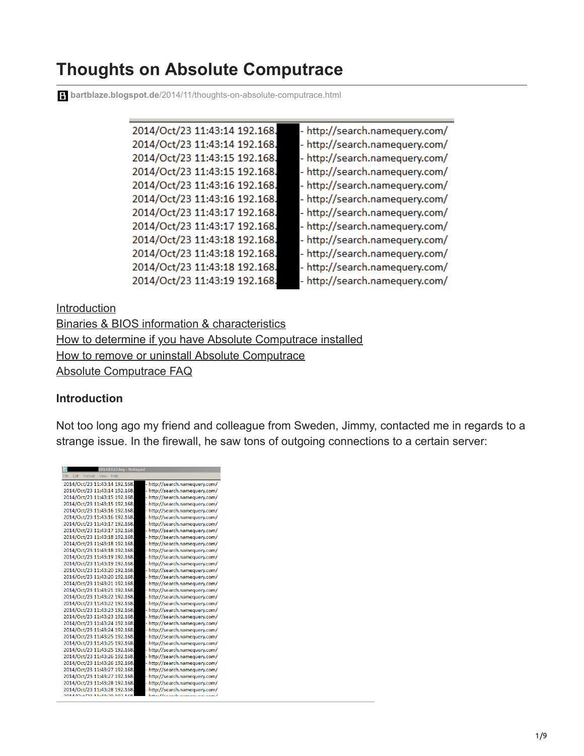# Thoughts on Absolute Computrace

bartblaze.blogspot.de/2014/11/thoughts-on-absolute-computrace.html

[Introduction](#)
[Binaries & BIOS information & characteristics](#)
[How to determine if you have Absolute Computrace installed](#)
[How to remove or uninstall Absolute Computrace](#)
[Absolute Computrace FAQ](#)

**Introduction**

Not too long ago my friend and colleague from Sweden, Jimmy, contacted me in regards to a strange issue. In the firewall, he saw tons of outgoing connections to a certain server: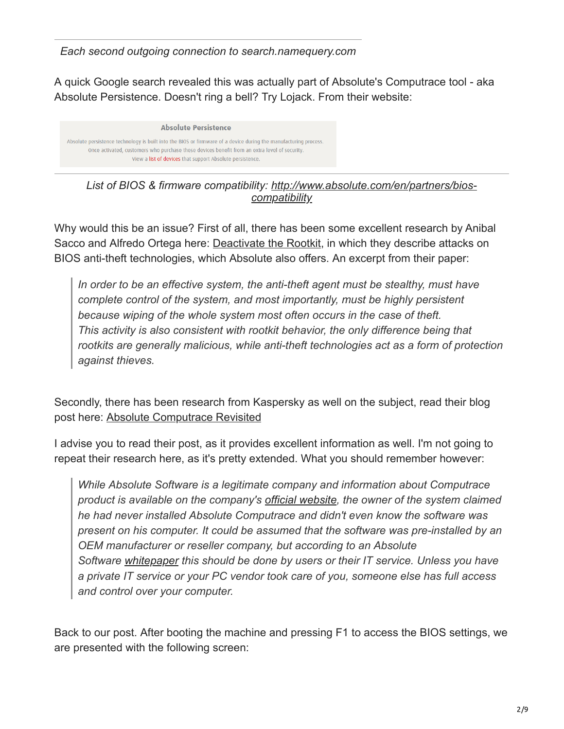*Each second outgoing connection to search.namequery.com*

A quick Google search revealed this was actually part of Absolute's Computrace tool - aka Absolute Persistence. Doesn't ring a bell? Try Lojack. From their website:

**Absolute Persistence**

Absolute persistence technology is built into the BIOS or firmware of a device during the manufacturing process. Once activated, customers who purchase these devices benefit from an extra level of security. View a list of devices that support Absolute persistence.

*List of BIOS & firmware compatibility: [http://www.absolute.com/en/partners/bios-compatibility](http://www.absolute.com/en/partners/bios-compatibility)*

Why would this be an issue? First of all, there has been some excellent research by Anibal Sacco and Alfredo Ortega here: [Deactivate the Rootkit](), in which they describe attacks on BIOS anti-theft technologies, which Absolute also offers. An excerpt from their paper:

> *In order to be an effective system, the anti-theft agent must be stealthy, must have complete control of the system, and most importantly, must be highly persistent because wiping of the whole system most often occurs in the case of theft. This activity is also consistent with rootkit behavior, the only difference being that rootkits are generally malicious, while anti-theft technologies act as a form of protection against thieves.*

Secondly, there has been research from Kaspersky as well on the subject, read their blog post here: [Absolute Computrace Revisited]()

I advise you to read their post, as it provides excellent information as well. I'm not going to repeat their research here, as it's pretty extended. What you should remember however:

> *While Absolute Software is a legitimate company and information about Computrace product is available on the company's [official website](), the owner of the system claimed he had never installed Absolute Computrace and didn't even know the software was present on his computer. It could be assumed that the software was pre-installed by an OEM manufacturer or reseller company, but according to an Absolute Software [whitepaper]() this should be done by users or their IT service. Unless you have a private IT service or your PC vendor took care of you, someone else has full access and control over your computer.*

Back to our post. After booting the machine and pressing F1 to access the BIOS settings, we are presented with the following screen: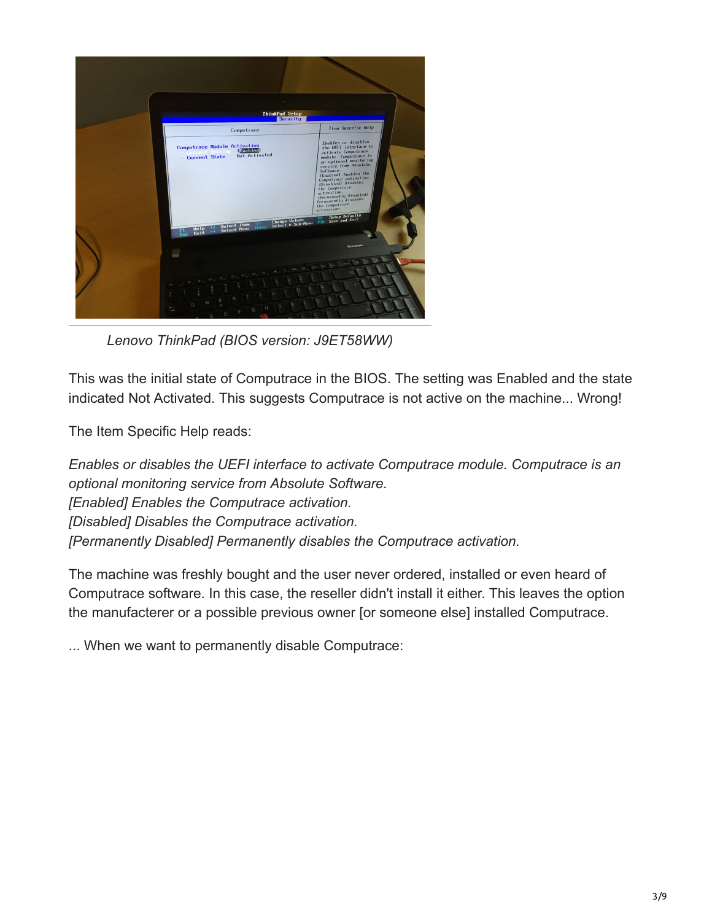*Lenovo ThinkPad (BIOS version: J9ET58WW)*

This was the initial state of Computrace in the BIOS. The setting was Enabled and the state indicated Not Activated. This suggests Computrace is not active on the machine... Wrong!

The Item Specific Help reads:

*Enables or disables the UEFI interface to activate Computrace module. Computrace is an optional monitoring service from Absolute Software.*
*[Enabled] Enables the Computrace activation.*
*[Disabled] Disables the Computrace activation.*
*[Permanently Disabled] Permanently disables the Computrace activation.*

The machine was freshly bought and the user never ordered, installed or even heard of Computrace software. In this case, the reseller didn't install it either. This leaves the option the manufacterer or a possible previous owner [or someone else] installed Computrace.

... When we want to permanently disable Computrace: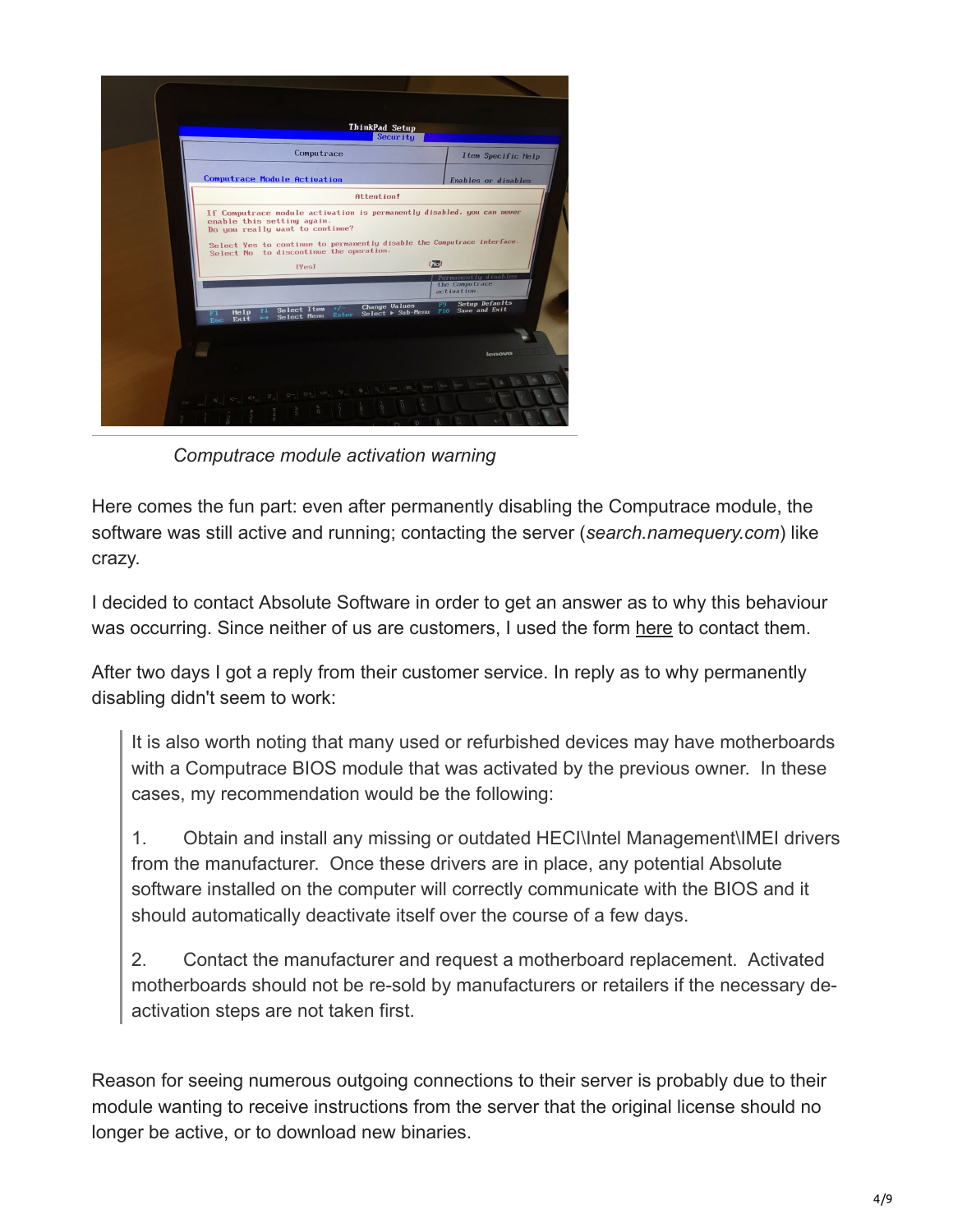Computrace module activation warning

Here comes the fun part: even after permanently disabling the Computrace module, the software was still active and running; contacting the server (*search.namequery.com*) like crazy.

I decided to contact Absolute Software in order to get an answer as to why this behaviour was occurring. Since neither of us are customers, I used the form here to contact them.

After two days I got a reply from their customer service. In reply as to why permanently disabling didn't seem to work:

> It is also worth noting that many used or refurbished devices may have motherboards with a Computrace BIOS module that was activated by the previous owner. In these cases, my recommendation would be the following:
>
> 1. Obtain and install any missing or outdated HECI\Intel Management\IMEI drivers from the manufacturer. Once these drivers are in place, any potential Absolute software installed on the computer will correctly communicate with the BIOS and it should automatically deactivate itself over the course of a few days.
>
> 2. Contact the manufacturer and request a motherboard replacement. Activated motherboards should not be re-sold by manufacturers or retailers if the necessary de-activation steps are not taken first.

Reason for seeing numerous outgoing connections to their server is probably due to their module wanting to receive instructions from the server that the original license should no longer be active, or to download new binaries.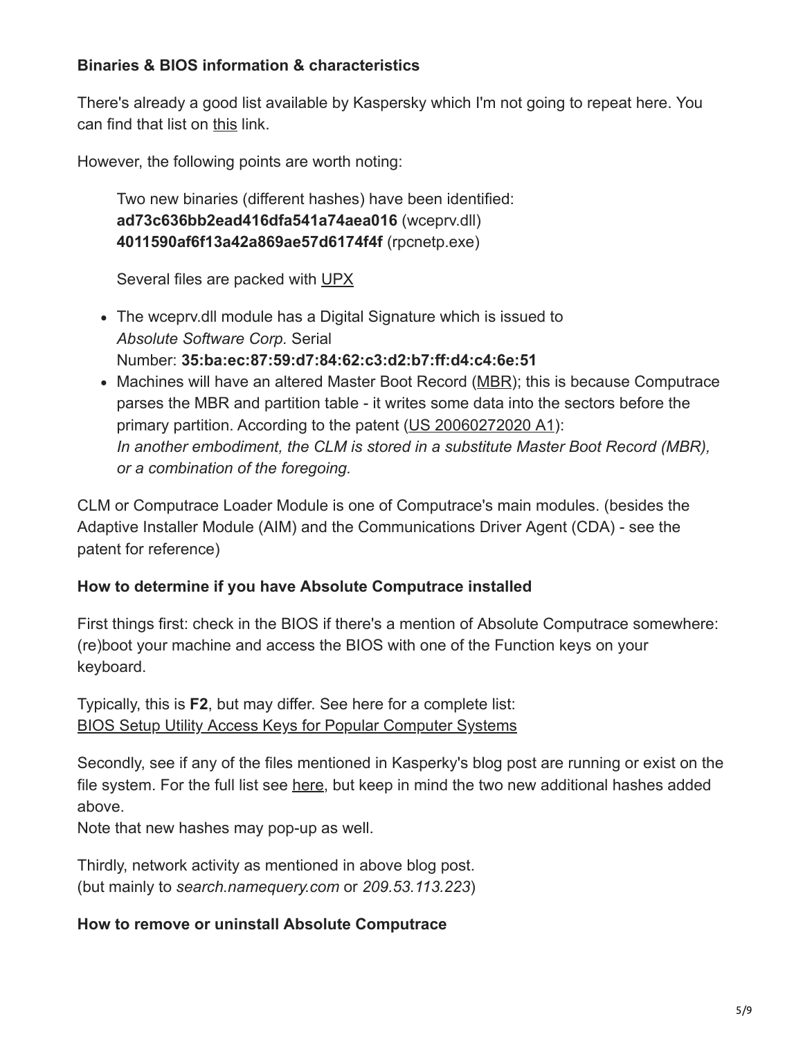**Binaries & BIOS information & characteristics**

There's already a good list available by Kaspersky which I'm not going to repeat here. You can find that list on this link.

However, the following points are worth noting:

> Two new binaries (different hashes) have been identified:
> **ad73c636bb2ead416dfa541a74aea016** (wceprv.dll)
> **4011590af6f13a42a869ae57d6174f4f** (rpcnetp.exe)
>
> Several files are packed with UPX

- The wceprv.dll module has a Digital Signature which is issued to *Absolute Software Corp.* Serial Number: **35:ba:ec:87:59:d7:84:62:c3:d2:b7:ff:d4:c4:6e:51**
- Machines will have an altered Master Boot Record (MBR); this is because Computrace parses the MBR and partition table - it writes some data into the sectors before the primary partition. According to the patent (US 20060272020 A1):
  *In another embodiment, the CLM is stored in a substitute Master Boot Record (MBR), or a combination of the foregoing.*

CLM or Computrace Loader Module is one of Computrace's main modules. (besides the Adaptive Installer Module (AIM) and the Communications Driver Agent (CDA) - see the patent for reference)

**How to determine if you have Absolute Computrace installed**

First things first: check in the BIOS if there's a mention of Absolute Computrace somewhere: (re)boot your machine and access the BIOS with one of the Function keys on your keyboard.

Typically, this is **F2**, but may differ. See here for a complete list:
BIOS Setup Utility Access Keys for Popular Computer Systems

Secondly, see if any of the files mentioned in Kasperky's blog post are running or exist on the file system. For the full list see here, but keep in mind the two new additional hashes added above.
Note that new hashes may pop-up as well.

Thirdly, network activity as mentioned in above blog post.
(but mainly to *search.namequery.com* or *209.53.113.223*)

**How to remove or uninstall Absolute Computrace**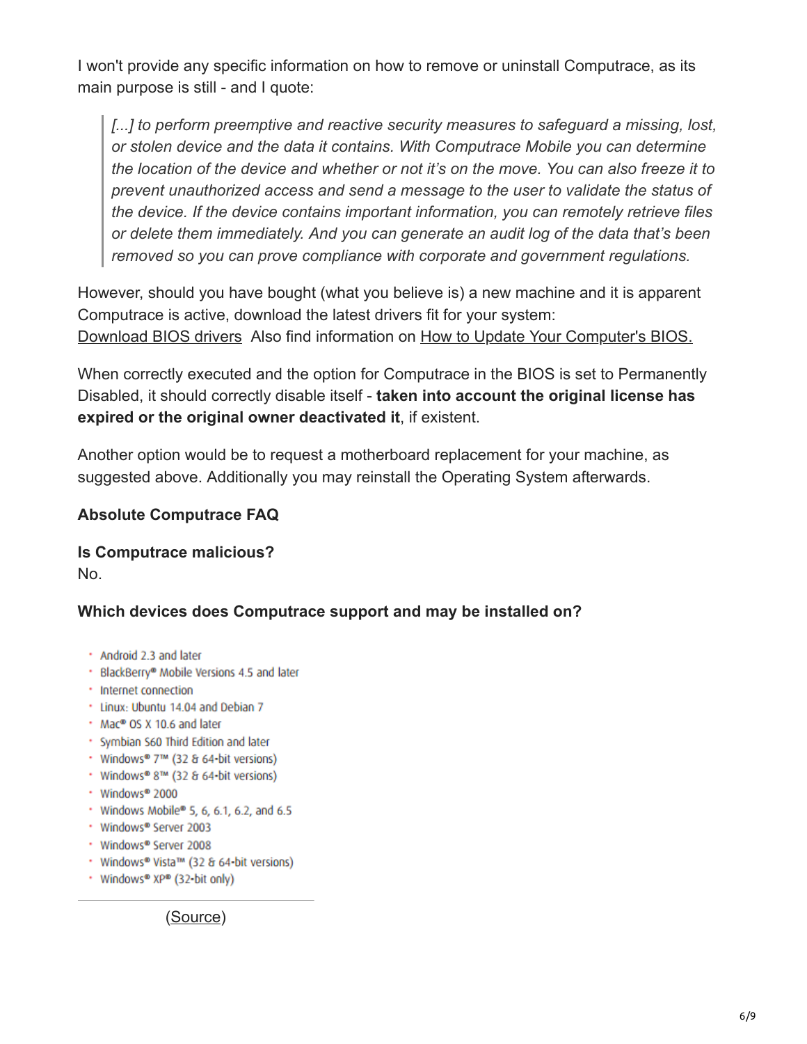I won't provide any specific information on how to remove or uninstall Computrace, as its main purpose is still - and I quote:

> *[...] to perform preemptive and reactive security measures to safeguard a missing, lost, or stolen device and the data it contains. With Computrace Mobile you can determine the location of the device and whether or not it's on the move. You can also freeze it to prevent unauthorized access and send a message to the user to validate the status of the device. If the device contains important information, you can remotely retrieve files or delete them immediately. And you can generate an audit log of the data that's been removed so you can prove compliance with corporate and government regulations.*

However, should you have bought (what you believe is) a new machine and it is apparent Computrace is active, download the latest drivers fit for your system: Download BIOS drivers  Also find information on How to Update Your Computer's BIOS.

When correctly executed and the option for Computrace in the BIOS is set to Permanently Disabled, it should correctly disable itself - **taken into account the original license has expired or the original owner deactivated it**, if existent.

Another option would be to request a motherboard replacement for your machine, as suggested above. Additionally you may reinstall the Operating System afterwards.

**Absolute Computrace FAQ**

**Is Computrace malicious?**
No.

**Which devices does Computrace support and may be installed on?**

- Android 2.3 and later
- BlackBerry® Mobile Versions 4.5 and later
- Internet connection
- Linux: Ubuntu 14.04 and Debian 7
- Mac® OS X 10.6 and later
- Symbian S60 Third Edition and later
- Windows® 7™ (32 & 64-bit versions)
- Windows® 8™ (32 & 64-bit versions)
- Windows® 2000
- Windows Mobile® 5, 6, 6.1, 6.2, and 6.5
- Windows® Server 2003
- Windows® Server 2008
- Windows® Vista™ (32 & 64-bit versions)
- Windows® XP® (32-bit only)

(Source)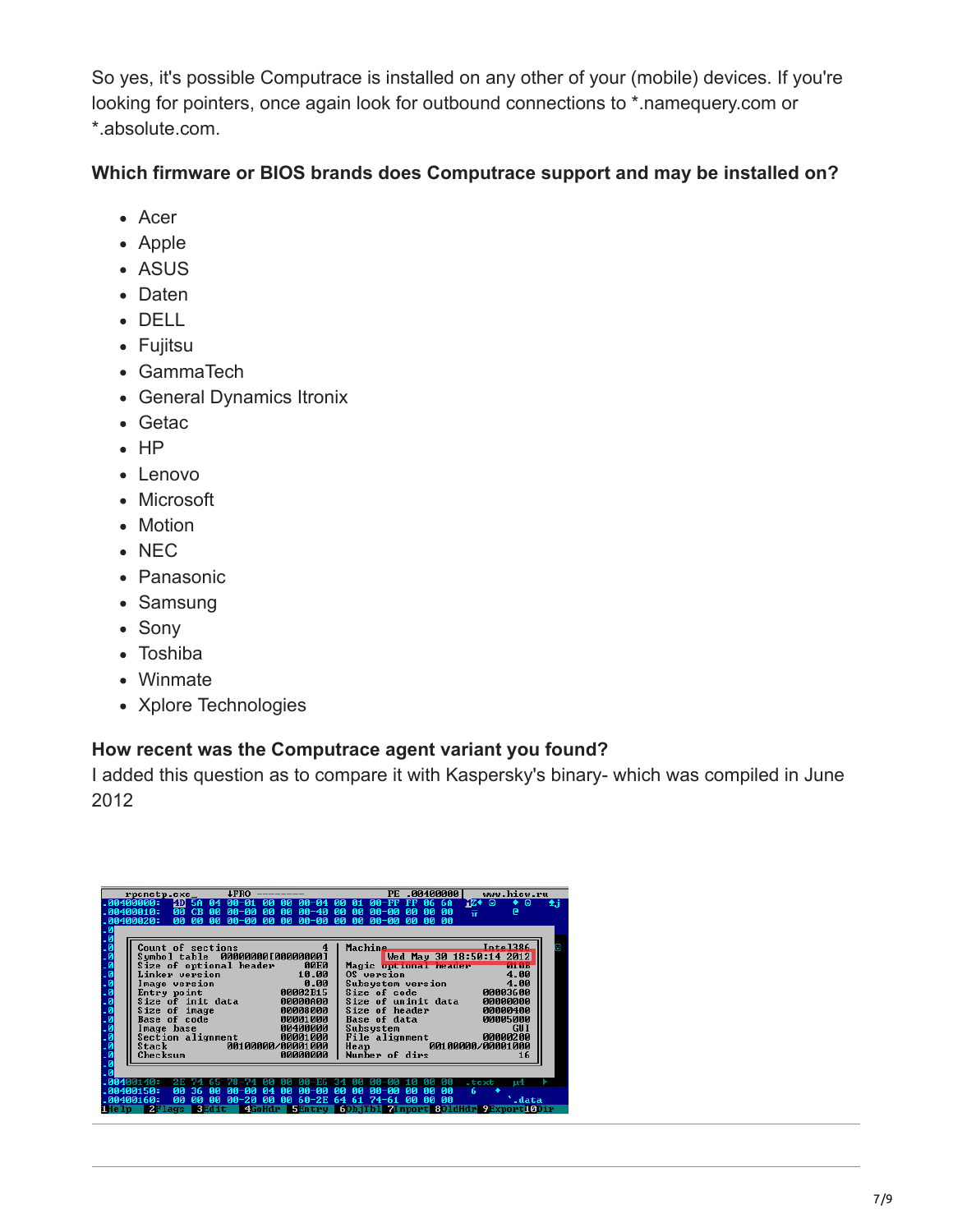So yes, it's possible Computrace is installed on any other of your (mobile) devices. If you're looking for pointers, once again look for outbound connections to *.namequery.com or *.absolute.com.

**Which firmware or BIOS brands does Computrace support and may be installed on?**

- Acer
- Apple
- ASUS
- Daten
- DELL
- Fujitsu
- GammaTech
- General Dynamics Itronix
- Getac
- HP
- Lenovo
- Microsoft
- Motion
- NEC
- Panasonic
- Samsung
- Sony
- Toshiba
- Winmate
- Xplore Technologies

**How recent was the Computrace agent variant you found?**

I added this question as to compare it with Kaspersky's binary- which was compiled in June 2012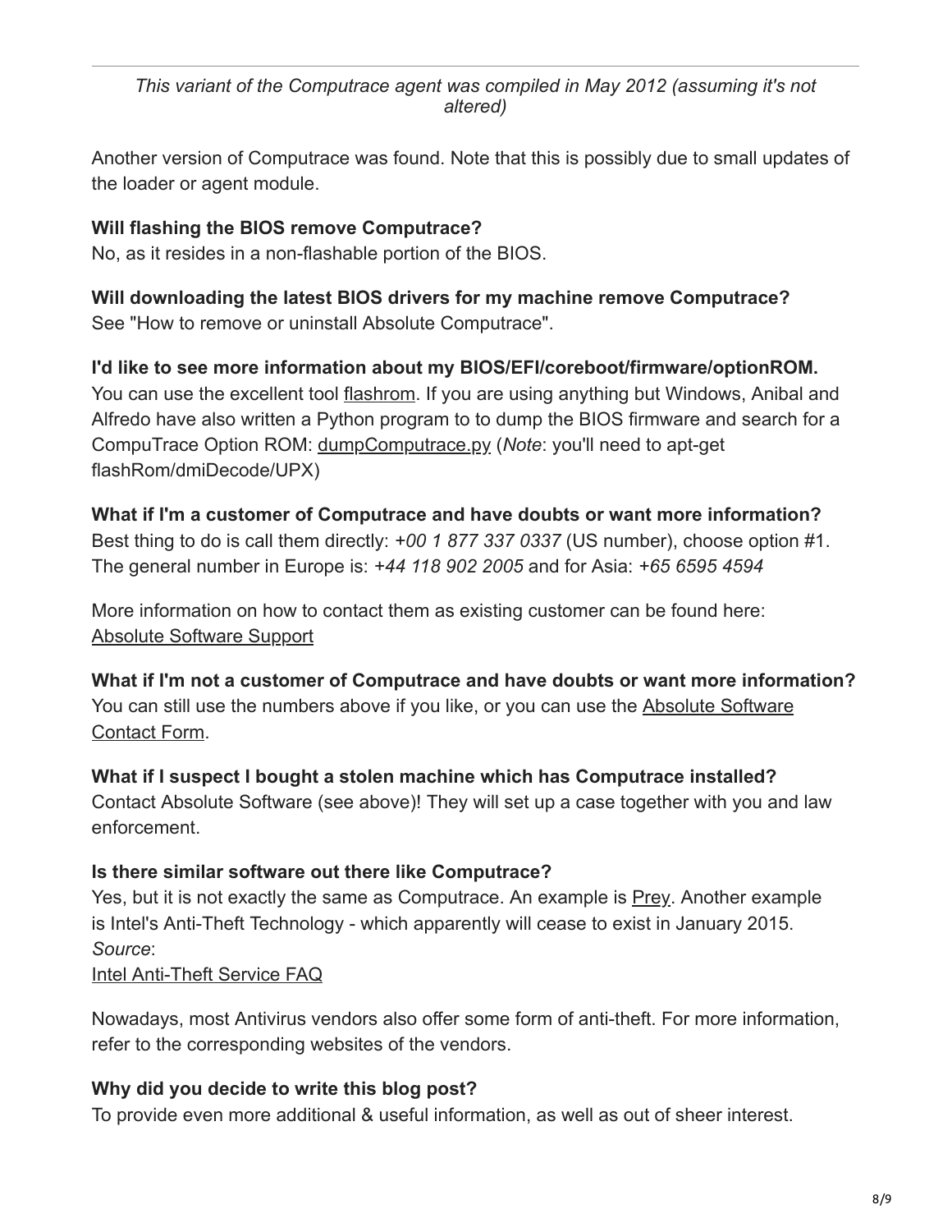*This variant of the Computrace agent was compiled in May 2012 (assuming it's not altered)*

Another version of Computrace was found. Note that this is possibly due to small updates of the loader or agent module.

**Will flashing the BIOS remove Computrace?**
No, as it resides in a non-flashable portion of the BIOS.

**Will downloading the latest BIOS drivers for my machine remove Computrace?**
See "How to remove or uninstall Absolute Computrace".

**I'd like to see more information about my BIOS/EFI/coreboot/firmware/optionROM.**
You can use the excellent tool flashrom. If you are using anything but Windows, Anibal and Alfredo have also written a Python program to to dump the BIOS firmware and search for a CompuTrace Option ROM: dumpComputrace.py (*Note*: you'll need to apt-get flashRom/dmiDecode/UPX)

**What if I'm a customer of Computrace and have doubts or want more information?**
Best thing to do is call them directly: *+00 1 877 337 0337* (US number), choose option #1. The general number in Europe is: *+44 118 902 2005* and for Asia: *+65 6595 4594*

More information on how to contact them as existing customer can be found here: Absolute Software Support

**What if I'm not a customer of Computrace and have doubts or want more information?**
You can still use the numbers above if you like, or you can use the Absolute Software Contact Form.

**What if I suspect I bought a stolen machine which has Computrace installed?**
Contact Absolute Software (see above)! They will set up a case together with you and law enforcement.

**Is there similar software out there like Computrace?**
Yes, but it is not exactly the same as Computrace. An example is Prey. Another example is Intel's Anti-Theft Technology - which apparently will cease to exist in January 2015.
*Source*:
Intel Anti-Theft Service FAQ

Nowadays, most Antivirus vendors also offer some form of anti-theft. For more information, refer to the corresponding websites of the vendors.

**Why did you decide to write this blog post?**
To provide even more additional & useful information, as well as out of sheer interest.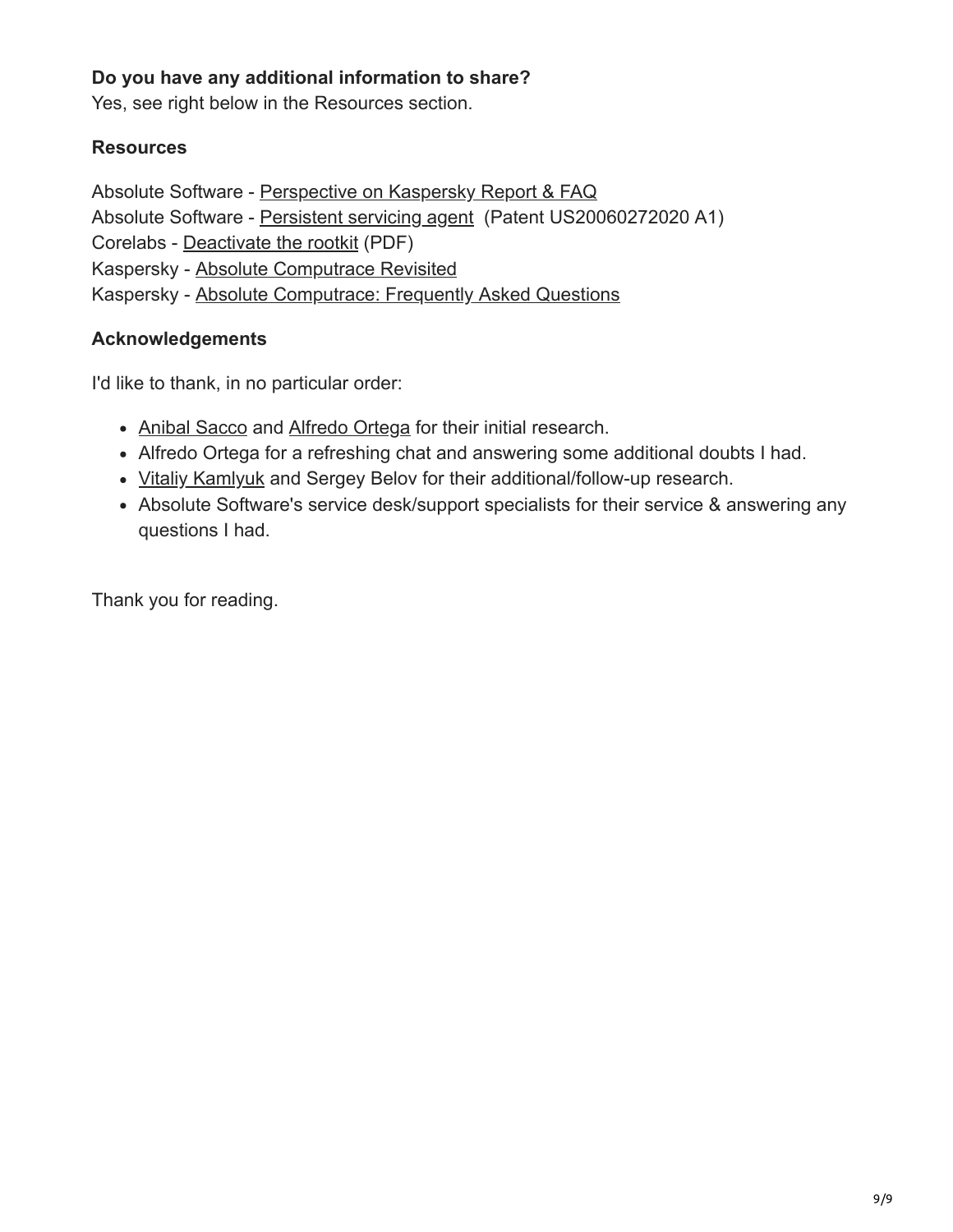**Do you have any additional information to share?**
Yes, see right below in the Resources section.

**Resources**

Absolute Software - Perspective on Kaspersky Report & FAQ
Absolute Software - Persistent servicing agent (Patent US20060272020 A1)
Corelabs - Deactivate the rootkit (PDF)
Kaspersky - Absolute Computrace Revisited
Kaspersky - Absolute Computrace: Frequently Asked Questions

**Acknowledgements**

I'd like to thank, in no particular order:

- Anibal Sacco and Alfredo Ortega for their initial research.
- Alfredo Ortega for a refreshing chat and answering some additional doubts I had.
- Vitaliy Kamlyuk and Sergey Belov for their additional/follow-up research.
- Absolute Software's service desk/support specialists for their service & answering any questions I had.

Thank you for reading.